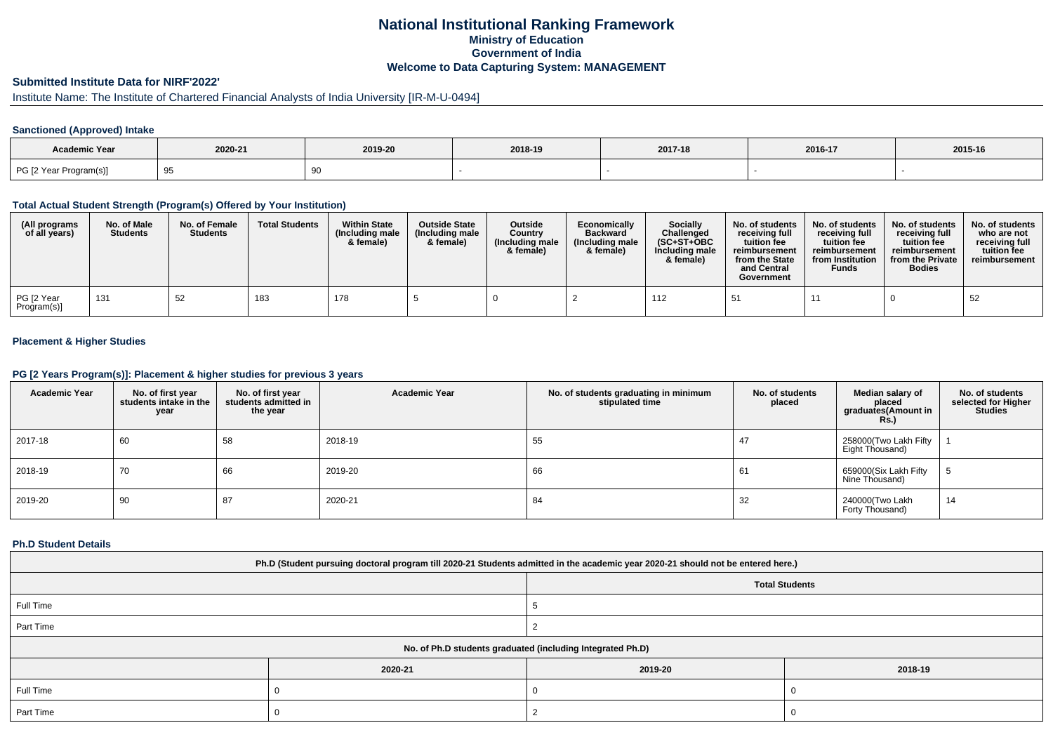# National Institutional Ranking Framework
## Ministry of Education
## Government of India
## Welcome to Data Capturing System: MANAGEMENT

### Submitted Institute Data for NIRF'2022'

Institute Name: The Institute of Chartered Financial Analysts of India University [IR-M-U-0494]

#### Sanctioned (Approved) Intake

| Academic Year | 2020-21 | 2019-20 | 2018-19 | 2017-18 | 2016-17 | 2015-16 |
|---|---|---|---|---|---|---|
| PG [2 Year Program(s)] | 95 | 90 | - | - | - | - |

#### Total Actual Student Strength (Program(s) Offered by Your Institution)

| (All programs of all years) | No. of Male Students | No. of Female Students | Total Students | Within State (Including male & female) | Outside State (Including male & female) | Outside Country (Including male & female) | Economically Backward (Including male & female) | Socially Challenged (SC+ST+OBC Including male & female) | No. of students receiving full tuition fee reimbursement from the State and Central Government | No. of students receiving full tuition fee reimbursement from Institution Funds | No. of students receiving full tuition fee reimbursement from the Private Bodies | No. of students who are not receiving full tuition fee reimbursement |
|---|---|---|---|---|---|---|---|---|---|---|---|---|
| PG [2 Year Program(s)] | 131 | 52 | 183 | 178 | 5 | 0 | 2 | 112 | 51 | 11 | 0 | 52 |

#### Placement & Higher Studies

#### PG [2 Years Program(s)]: Placement & higher studies for previous 3 years

| Academic Year | No. of first year students intake in the year | No. of first year students admitted in the year | Academic Year | No. of students graduating in minimum stipulated time | No. of students placed | Median salary of placed graduates(Amount in Rs.) | No. of students selected for Higher Studies |
|---|---|---|---|---|---|---|---|
| 2017-18 | 60 | 58 | 2018-19 | 55 | 47 | 258000(Two Lakh Fifty Eight Thousand) | 1 |
| 2018-19 | 70 | 66 | 2019-20 | 66 | 61 | 659000(Six Lakh Fifty Nine Thousand) | 5 |
| 2019-20 | 90 | 87 | 2020-21 | 84 | 32 | 240000(Two Lakh Forty Thousand) | 14 |

#### Ph.D Student Details

| Ph.D (Student pursuing doctoral program till 2020-21 Students admitted in the academic year 2020-21 should not be entered here.) | | |
|---|---|---|
| | Total Students | |
| Full Time | 5 | |
| Part Time | 2 | |
| No. of Ph.D students graduated (including Integrated Ph.D) | | |
| | 2020-21 | 2019-20 | 2018-19 |
| Full Time | 0 | 0 | 0 |
| Part Time | 0 | 2 | 0 |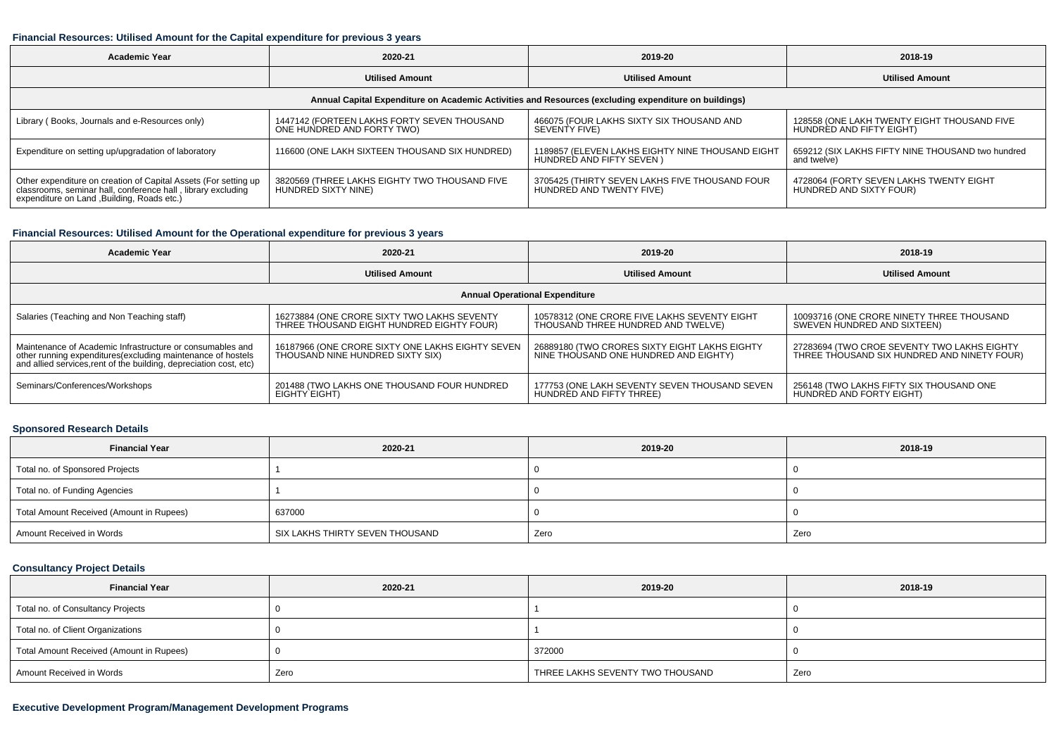#### Financial Resources: Utilised Amount for the Capital expenditure for previous 3 years

| Academic Year | 2020-21 | 2019-20 | 2018-19 |
|---|---|---|---|
| | Utilised Amount | Utilised Amount | Utilised Amount |
| Annual Capital Expenditure on Academic Activities and Resources (excluding expenditure on buildings) | | | |
| Library ( Books, Journals and e-Resources only) | 1447142 (FORTEEN LAKHS FORTY SEVEN THOUSAND ONE HUNDRED AND FORTY TWO) | 466075 (FOUR LAKHS SIXTY SIX THOUSAND AND SEVENTY FIVE) | 128558 (ONE LAKH TWENTY EIGHT THOUSAND FIVE HUNDRED AND FIFTY EIGHT) |
| Expenditure on setting up/upgradation of laboratory | 116600 (ONE LAKH SIXTEEN THOUSAND SIX HUNDRED) | 1189857 (ELEVEN LAKHS EIGHTY NINE THOUSAND EIGHT HUNDRED AND FIFTY SEVEN ) | 659212 (SIX LAKHS FIFTY NINE THOUSAND two hundred and twelve) |
| Other expenditure on creation of Capital Assets (For setting up classrooms, seminar hall, conference hall , library excluding expenditure on Land ,Building, Roads etc.) | 3820569 (THREE LAKHS EIGHTY TWO THOUSAND FIVE HUNDRED SIXTY NINE) | 3705425 (THIRTY SEVEN LAKHS FIVE THOUSAND FOUR HUNDRED AND TWENTY FIVE) | 4728064 (FORTY SEVEN LAKHS TWENTY EIGHT HUNDRED AND SIXTY FOUR) |

#### Financial Resources: Utilised Amount for the Operational expenditure for previous 3 years

| Academic Year | 2020-21 | 2019-20 | 2018-19 |
|---|---|---|---|
| | Utilised Amount | Utilised Amount | Utilised Amount |
| Annual Operational Expenditure | | | |
| Salaries (Teaching and Non Teaching staff) | 16273884 (ONE CRORE SIXTY TWO LAKHS SEVENTY THREE THOUSAND EIGHT HUNDRED EIGHTY FOUR) | 10578312 (ONE CRORE FIVE LAKHS SEVENTY EIGHT THOUSAND THREE HUNDRED AND TWELVE) | 10093716 (ONE CRORE NINETY THREE THOUSAND SWEVEN HUNDRED AND SIXTEEN) |
| Maintenance of Academic Infrastructure or consumables and other running expenditures(excluding maintenance of hostels and allied services,rent of the building, depreciation cost, etc) | 16187966 (ONE CRORE SIXTY ONE LAKHS EIGHTY SEVEN THOUSAND NINE HUNDRED SIXTY SIX) | 26889180 (TWO CRORES SIXTY EIGHT LAKHS EIGHTY NINE THOUSAND ONE HUNDRED AND EIGHTY) | 27283694 (TWO CROE SEVENTY TWO LAKHS EIGHTY THREE THOUSAND SIX HUNDRED AND NINETY FOUR) |
| Seminars/Conferences/Workshops | 201488 (TWO LAKHS ONE THOUSAND FOUR HUNDRED EIGHTY EIGHT) | 177753 (ONE LAKH SEVENTY SEVEN THOUSAND SEVEN HUNDRED AND FIFTY THREE) | 256148 (TWO LAKHS FIFTY SIX THOUSAND ONE HUNDRED AND FORTY EIGHT) |

#### Sponsored Research Details

| Financial Year | 2020-21 | 2019-20 | 2018-19 |
|---|---|---|---|
| Total no. of Sponsored Projects | 1 | 0 | 0 |
| Total no. of Funding Agencies | 1 | 0 | 0 |
| Total Amount Received (Amount in Rupees) | 637000 | 0 | 0 |
| Amount Received in Words | SIX LAKHS THIRTY SEVEN THOUSAND | Zero | Zero |

#### Consultancy Project Details

| Financial Year | 2020-21 | 2019-20 | 2018-19 |
|---|---|---|---|
| Total no. of Consultancy Projects | 0 | 1 | 0 |
| Total no. of Client Organizations | 0 | 1 | 0 |
| Total Amount Received (Amount in Rupees) | 0 | 372000 | 0 |
| Amount Received in Words | Zero | THREE LAKHS SEVENTY TWO THOUSAND | Zero |

#### Executive Development Program/Management Development Programs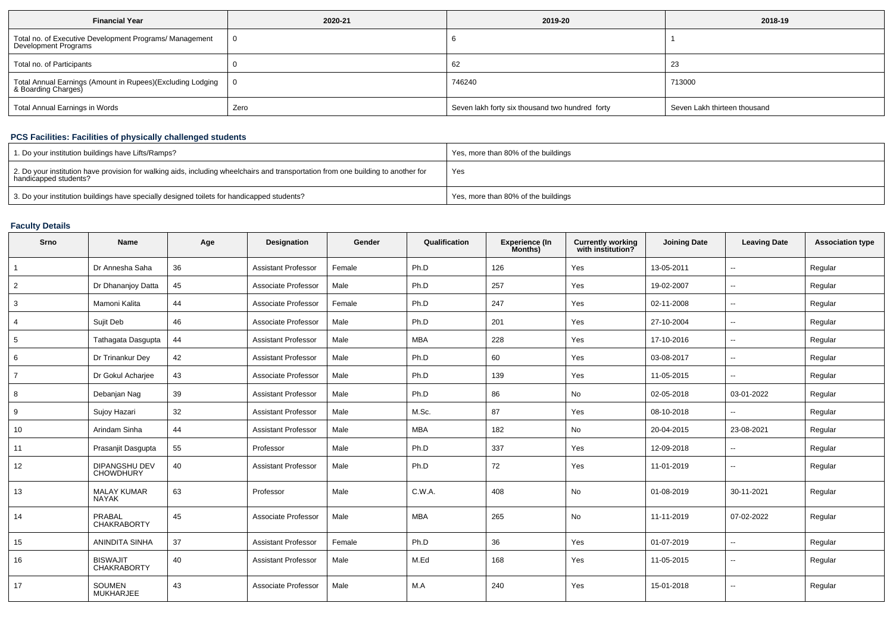| Financial Year | 2020-21 | 2019-20 | 2018-19 |
|---|---|---|---|
| Total no. of Executive Development Programs/ Management Development Programs | 0 | 6 | 1 |
| Total no. of Participants | 0 | 62 | 23 |
| Total Annual Earnings (Amount in Rupees)(Excluding Lodging & Boarding Charges) | 0 | 746240 | 713000 |
| Total Annual Earnings in Words | Zero | Seven lakh forty six thousand two hundred forty | Seven Lakh thirteen thousand |

### PCS Facilities: Facilities of physically challenged students

| | |
|---|---|
| 1. Do your institution buildings have Lifts/Ramps? | Yes, more than 80% of the buildings |
| 2. Do your institution have provision for walking aids, including wheelchairs and transportation from one building to another for handicapped students? | Yes |
| 3. Do your institution buildings have specially designed toilets for handicapped students? | Yes, more than 80% of the buildings |

### Faculty Details

| Srno | Name | Age | Designation | Gender | Qualification | Experience (In Months) | Currently working with institution? | Joining Date | Leaving Date | Association type |
|---|---|---|---|---|---|---|---|---|---|---|
| 1 | Dr Annesha Saha | 36 | Assistant Professor | Female | Ph.D | 126 | Yes | 13-05-2011 | -- | Regular |
| 2 | Dr Dhananjoy Datta | 45 | Associate Professor | Male | Ph.D | 257 | Yes | 19-02-2007 | -- | Regular |
| 3 | Mamoni Kalita | 44 | Associate Professor | Female | Ph.D | 247 | Yes | 02-11-2008 | -- | Regular |
| 4 | Sujit Deb | 46 | Associate Professor | Male | Ph.D | 201 | Yes | 27-10-2004 | -- | Regular |
| 5 | Tathagata Dasgupta | 44 | Assistant Professor | Male | MBA | 228 | Yes | 17-10-2016 | -- | Regular |
| 6 | Dr Trinankur Dey | 42 | Assistant Professor | Male | Ph.D | 60 | Yes | 03-08-2017 | -- | Regular |
| 7 | Dr Gokul Acharjee | 43 | Associate Professor | Male | Ph.D | 139 | Yes | 11-05-2015 | -- | Regular |
| 8 | Debanjan Nag | 39 | Assistant Professor | Male | Ph.D | 86 | No | 02-05-2018 | 03-01-2022 | Regular |
| 9 | Sujoy Hazari | 32 | Assistant Professor | Male | M.Sc. | 87 | Yes | 08-10-2018 | -- | Regular |
| 10 | Arindam Sinha | 44 | Assistant Professor | Male | MBA | 182 | No | 20-04-2015 | 23-08-2021 | Regular |
| 11 | Prasanjit Dasgupta | 55 | Professor | Male | Ph.D | 337 | Yes | 12-09-2018 | -- | Regular |
| 12 | DIPANGSHU DEV CHOWDHURY | 40 | Assistant Professor | Male | Ph.D | 72 | Yes | 11-01-2019 | -- | Regular |
| 13 | MALAY KUMAR NAYAK | 63 | Professor | Male | C.W.A. | 408 | No | 01-08-2019 | 30-11-2021 | Regular |
| 14 | PRABAL CHAKRABORTY | 45 | Associate Professor | Male | MBA | 265 | No | 11-11-2019 | 07-02-2022 | Regular |
| 15 | ANINDITA SINHA | 37 | Assistant Professor | Female | Ph.D | 36 | Yes | 01-07-2019 | -- | Regular |
| 16 | BISWAJIT CHAKRABORTY | 40 | Assistant Professor | Male | M.Ed | 168 | Yes | 11-05-2015 | -- | Regular |
| 17 | SOUMEN MUKHARJEE | 43 | Associate Professor | Male | M.A | 240 | Yes | 15-01-2018 | -- | Regular |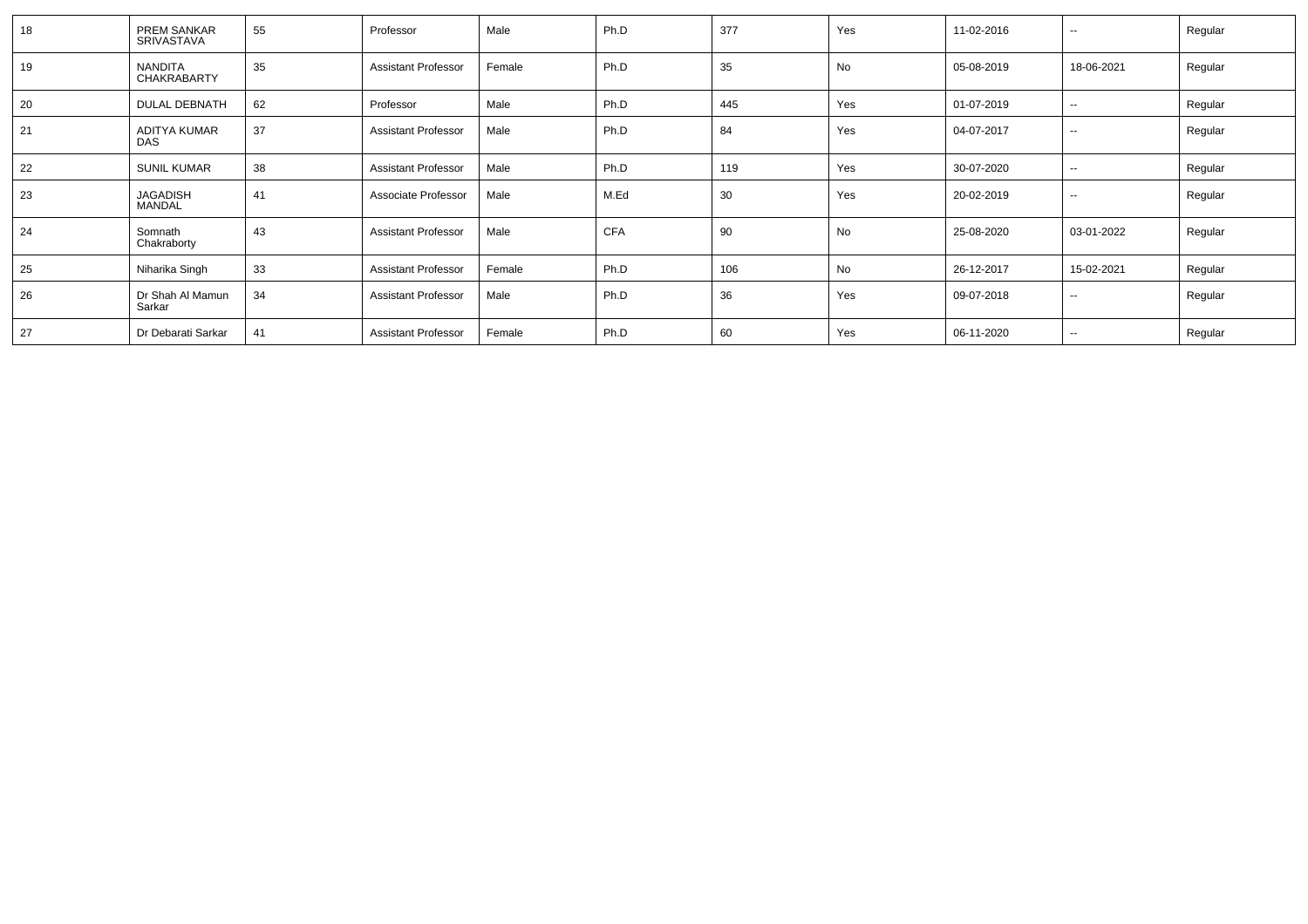| | | | | | | | | | | |
|---|---|---|---|---|---|---|---|---|---|---|
| 18 | PREM SANKAR SRIVASTAVA | 55 | Professor | Male | Ph.D | 377 | Yes | 11-02-2016 | -- | Regular |
| 19 | NANDITA CHAKRABARTY | 35 | Assistant Professor | Female | Ph.D | 35 | No | 05-08-2019 | 18-06-2021 | Regular |
| 20 | DULAL DEBNATH | 62 | Professor | Male | Ph.D | 445 | Yes | 01-07-2019 | -- | Regular |
| 21 | ADITYA KUMAR DAS | 37 | Assistant Professor | Male | Ph.D | 84 | Yes | 04-07-2017 | -- | Regular |
| 22 | SUNIL KUMAR | 38 | Assistant Professor | Male | Ph.D | 119 | Yes | 30-07-2020 | -- | Regular |
| 23 | JAGADISH MANDAL | 41 | Associate Professor | Male | M.Ed | 30 | Yes | 20-02-2019 | -- | Regular |
| 24 | Somnath Chakraborty | 43 | Assistant Professor | Male | CFA | 90 | No | 25-08-2020 | 03-01-2022 | Regular |
| 25 | Niharika Singh | 33 | Assistant Professor | Female | Ph.D | 106 | No | 26-12-2017 | 15-02-2021 | Regular |
| 26 | Dr Shah Al Mamun Sarkar | 34 | Assistant Professor | Male | Ph.D | 36 | Yes | 09-07-2018 | -- | Regular |
| 27 | Dr Debarati Sarkar | 41 | Assistant Professor | Female | Ph.D | 60 | Yes | 06-11-2020 | -- | Regular |